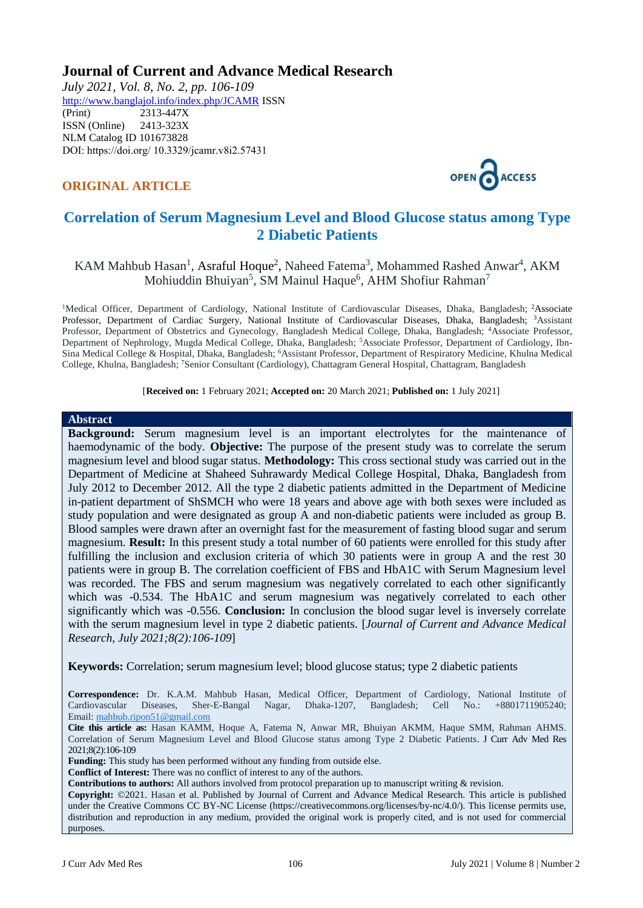# Journal of Current and Advance Medical Research

*July 2021, Vol. 8, No. 2, pp. 106-109*
http://www.banglajol.info/index.php/JCAMR ISSN (Print) 2313-447X
ISSN (Online) 2413-323X
NLM Catalog ID 101673828
DOI: https://doi.org/ 10.3329/jcamr.v8i2.57431

**ORIGINAL ARTICLE**

OPEN ACCESS

## Correlation of Serum Magnesium Level and Blood Glucose status among Type 2 Diabetic Patients

KAM Mahbub Hasan[1], Asraful Hoque[2], Naheed Fatema[3], Mohammed Rashed Anwar[4], AKM Mohiuddin Bhuiyan[5], SM Mainul Haque[6], AHM Shofiur Rahman[7]

[1]Medical Officer, Department of Cardiology, National Institute of Cardiovascular Diseases, Dhaka, Bangladesh; [2]Associate Professor, Department of Cardiac Surgery, National Institute of Cardiovascular Diseases, Dhaka, Bangladesh; [3]Assistant Professor, Department of Obstetrics and Gynecology, Bangladesh Medical College, Dhaka, Bangladesh; [4]Associate Professor, Department of Nephrology, Mugda Medical College, Dhaka, Bangladesh; [5]Associate Professor, Department of Cardiology, Ibn-Sina Medical College & Hospital, Dhaka, Bangladesh; [6]Assistant Professor, Department of Respiratory Medicine, Khulna Medical College, Khulna, Bangladesh; [7]Senior Consultant (Cardiology), Chattagram General Hospital, Chattagram, Bangladesh

[**Received on:** 1 February 2021; **Accepted on:** 20 March 2021; **Published on:** 1 July 2021]

### Abstract

**Background:** Serum magnesium level is an important electrolytes for the maintenance of haemodynamic of the body. **Objective:** The purpose of the present study was to correlate the serum magnesium level and blood sugar status. **Methodology:** This cross sectional study was carried out in the Department of Medicine at Shaheed Suhrawardy Medical College Hospital, Dhaka, Bangladesh from July 2012 to December 2012. All the type 2 diabetic patients admitted in the Department of Medicine in-patient department of ShSMCH who were 18 years and above age with both sexes were included as study population and were designated as group A and non-diabetic patients were included as group B. Blood samples were drawn after an overnight fast for the measurement of fasting blood sugar and serum magnesium. **Result:** In this present study a total number of 60 patients were enrolled for this study after fulfilling the inclusion and exclusion criteria of which 30 patients were in group A and the rest 30 patients were in group B. The correlation coefficient of FBS and HbA1C with Serum Magnesium level was recorded. The FBS and serum magnesium was negatively correlated to each other significantly which was -0.534. The HbA1C and serum magnesium was negatively correlated to each other significantly which was -0.556. **Conclusion:** In conclusion the blood sugar level is inversely correlate with the serum magnesium level in type 2 diabetic patients. [*Journal of Current and Advance Medical Research, July 2021;8(2):106-109*]

**Keywords:** Correlation; serum magnesium level; blood glucose status; type 2 diabetic patients

**Correspondence:** Dr. K.A.M. Mahbub Hasan, Medical Officer, Department of Cardiology, National Institute of Cardiovascular Diseases, Sher-E-Bangal Nagar, Dhaka-1207, Bangladesh; Cell No.: +8801711905240; Email: mahbub.ripon51@gmail.com

**Cite this article as:** Hasan KAMM, Hoque A, Fatema N, Anwar MR, Bhuiyan AKMM, Haque SMM, Rahman AHMS. Correlation of Serum Magnesium Level and Blood Glucose status among Type 2 Diabetic Patients. J Curr Adv Med Res 2021;8(2):106-109

**Funding:** This study has been performed without any funding from outside else.

**Conflict of Interest:** There was no conflict of interest to any of the authors.

**Contributions to authors:** All authors involved from protocol preparation up to manuscript writing & revision.

**Copyright:** ©2021. Hasan et al. Published by Journal of Current and Advance Medical Research. This article is published under the Creative Commons CC BY-NC License (https://creativecommons.org/licenses/by-nc/4.0/). This license permits use, distribution and reproduction in any medium, provided the original work is properly cited, and is not used for commercial purposes.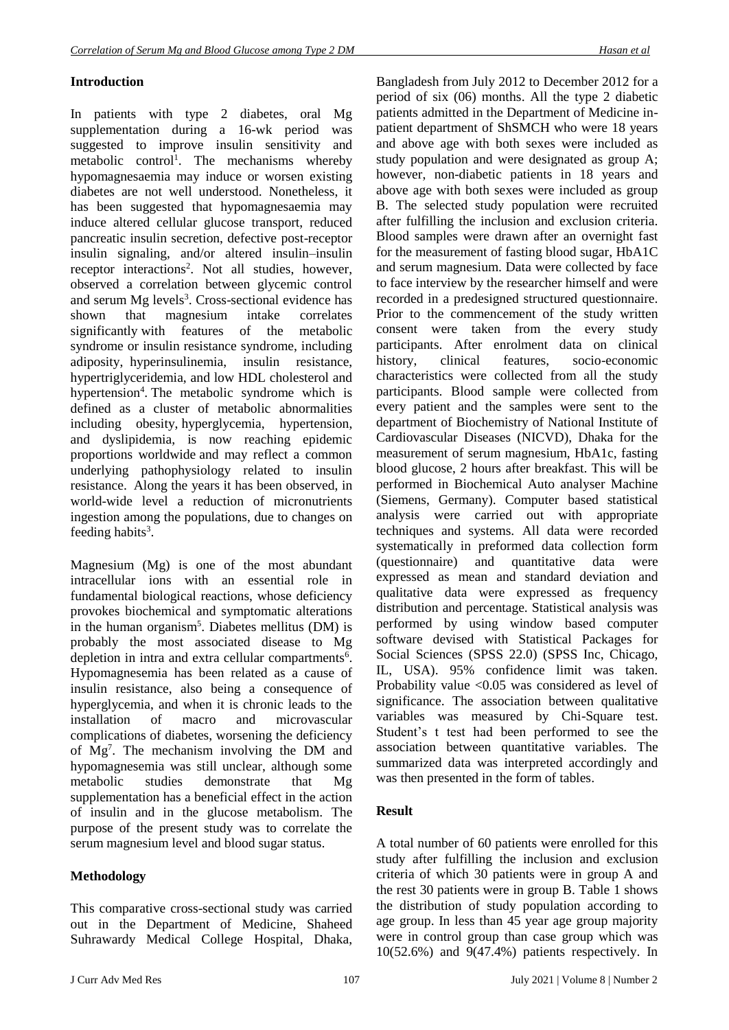## Introduction

In patients with type 2 diabetes, oral Mg supplementation during a 16-wk period was suggested to improve insulin sensitivity and metabolic control[1]. The mechanisms whereby hypomagnesaemia may induce or worsen existing diabetes are not well understood. Nonetheless, it has been suggested that hypomagnesaemia may induce altered cellular glucose transport, reduced pancreatic insulin secretion, defective post-receptor insulin signaling, and/or altered insulin–insulin receptor interactions[2]. Not all studies, however, observed a correlation between glycemic control and serum Mg levels[3]. Cross-sectional evidence has shown that magnesium intake correlates significantly with features of the metabolic syndrome or insulin resistance syndrome, including adiposity, hyperinsulinemia, insulin resistance, hypertriglyceridemia, and low HDL cholesterol and hypertension[4]. The metabolic syndrome which is defined as a cluster of metabolic abnormalities including obesity, hyperglycemia, hypertension, and dyslipidemia, is now reaching epidemic proportions worldwide and may reflect a common underlying pathophysiology related to insulin resistance. Along the years it has been observed, in world-wide level a reduction of micronutrients ingestion among the populations, due to changes on feeding habits[3].

Magnesium (Mg) is one of the most abundant intracellular ions with an essential role in fundamental biological reactions, whose deficiency provokes biochemical and symptomatic alterations in the human organism[5]. Diabetes mellitus (DM) is probably the most associated disease to Mg depletion in intra and extra cellular compartments[6]. Hypomagnesemia has been related as a cause of insulin resistance, also being a consequence of hyperglycemia, and when it is chronic leads to the installation of macro and microvascular complications of diabetes, worsening the deficiency of Mg[7]. The mechanism involving the DM and hypomagnesemia was still unclear, although some metabolic studies demonstrate that Mg supplementation has a beneficial effect in the action of insulin and in the glucose metabolism. The purpose of the present study was to correlate the serum magnesium level and blood sugar status.

## Methodology

This comparative cross-sectional study was carried out in the Department of Medicine, Shaheed Suhrawardy Medical College Hospital, Dhaka, Bangladesh from July 2012 to December 2012 for a period of six (06) months. All the type 2 diabetic patients admitted in the Department of Medicine in-patient department of ShSMCH who were 18 years and above age with both sexes were included as study population and were designated as group A; however, non-diabetic patients in 18 years and above age with both sexes were included as group B. The selected study population were recruited after fulfilling the inclusion and exclusion criteria. Blood samples were drawn after an overnight fast for the measurement of fasting blood sugar, HbA1C and serum magnesium. Data were collected by face to face interview by the researcher himself and were recorded in a predesigned structured questionnaire. Prior to the commencement of the study written consent were taken from the every study participants. After enrolment data on clinical history, clinical features, socio-economic characteristics were collected from all the study participants. Blood sample were collected from every patient and the samples were sent to the department of Biochemistry of National Institute of Cardiovascular Diseases (NICVD), Dhaka for the measurement of serum magnesium, HbA1c, fasting blood glucose, 2 hours after breakfast. This will be performed in Biochemical Auto analyser Machine (Siemens, Germany). Computer based statistical analysis were carried out with appropriate techniques and systems. All data were recorded systematically in preformed data collection form (questionnaire) and quantitative data were expressed as mean and standard deviation and qualitative data were expressed as frequency distribution and percentage. Statistical analysis was performed by using window based computer software devised with Statistical Packages for Social Sciences (SPSS 22.0) (SPSS Inc, Chicago, IL, USA). 95% confidence limit was taken. Probability value <0.05 was considered as level of significance. The association between qualitative variables was measured by Chi-Square test. Student's t test had been performed to see the association between quantitative variables. The summarized data was interpreted accordingly and was then presented in the form of tables.

## Result

A total number of 60 patients were enrolled for this study after fulfilling the inclusion and exclusion criteria of which 30 patients were in group A and the rest 30 patients were in group B. Table 1 shows the distribution of study population according to age group. In less than 45 year age group majority were in control group than case group which was 10(52.6%) and 9(47.4%) patients respectively. In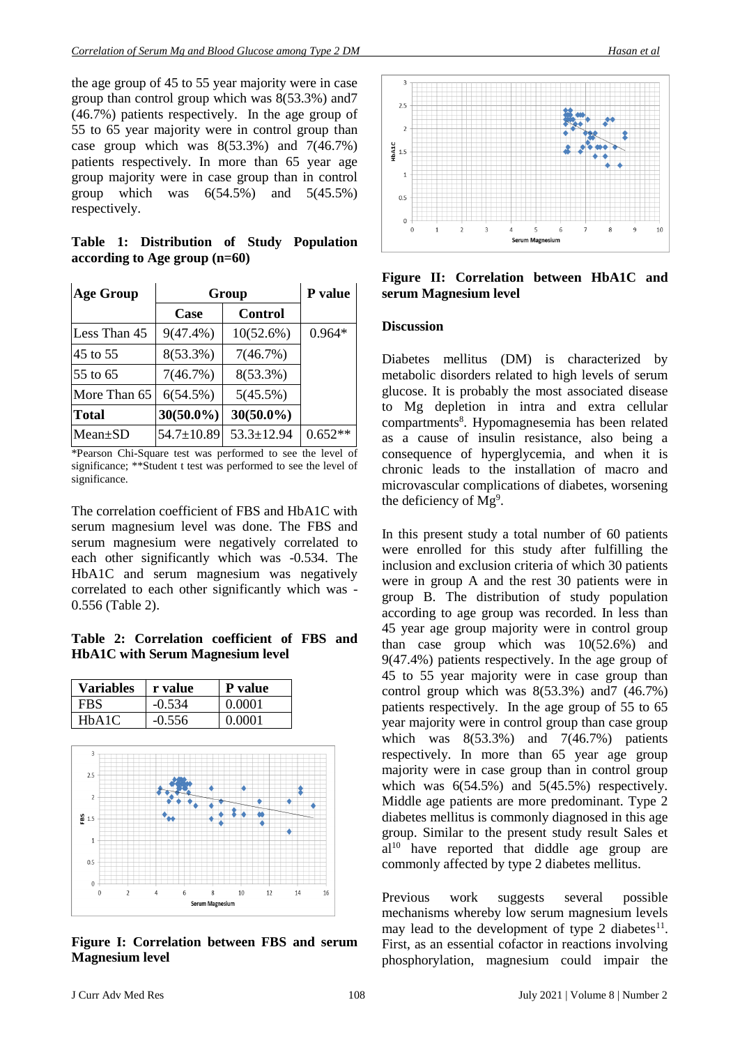the age group of 45 to 55 year majority were in case group than control group which was 8(53.3%) and7 (46.7%) patients respectively. In the age group of 55 to 65 year majority were in control group than case group which was 8(53.3%) and 7(46.7%) patients respectively. In more than 65 year age group majority were in case group than in control group which was 6(54.5%) and 5(45.5%) respectively.

**Table 1: Distribution of Study Population according to Age group (n=60)**

| Age Group | Group | | P value |
|---|---|---|---|
| | Case | Control | |
| Less Than 45 | 9(47.4%) | 10(52.6%) | 0.964* |
| 45 to 55 | 8(53.3%) | 7(46.7%) | |
| 55 to 65 | 7(46.7%) | 8(53.3%) | |
| More Than 65 | 6(54.5%) | 5(45.5%) | |
| **Total** | **30(50.0%)** | **30(50.0%)** | |
| Mean±SD | 54.7±10.89 | 53.3±12.94 | 0.652** |

*Pearson Chi-Square test was performed to see the level of significance; **Student t test was performed to see the level of significance.

The correlation coefficient of FBS and HbA1C with serum magnesium level was done. The FBS and serum magnesium were negatively correlated to each other significantly which was -0.534. The HbA1C and serum magnesium was negatively correlated to each other significantly which was -0.556 (Table 2).

**Table 2: Correlation coefficient of FBS and HbA1C with Serum Magnesium level**

| Variables | r value | P value |
|---|---|---|
| FBS | -0.534 | 0.0001 |
| HbA1C | -0.556 | 0.0001 |

**Figure I: Correlation between FBS and serum Magnesium level**

**Figure II: Correlation between HbA1C and serum Magnesium level**

## Discussion

Diabetes mellitus (DM) is characterized by metabolic disorders related to high levels of serum glucose. It is probably the most associated disease to Mg depletion in intra and extra cellular compartments[8]. Hypomagnesemia has been related as a cause of insulin resistance, also being a consequence of hyperglycemia, and when it is chronic leads to the installation of macro and microvascular complications of diabetes, worsening the deficiency of Mg[9].

In this present study a total number of 60 patients were enrolled for this study after fulfilling the inclusion and exclusion criteria of which 30 patients were in group A and the rest 30 patients were in group B. The distribution of study population according to age group was recorded. In less than 45 year age group majority were in control group than case group which was 10(52.6%) and 9(47.4%) patients respectively. In the age group of 45 to 55 year majority were in case group than control group which was 8(53.3%) and7 (46.7%) patients respectively. In the age group of 55 to 65 year majority were in control group than case group which was 8(53.3%) and 7(46.7%) patients respectively. In more than 65 year age group majority were in case group than in control group which was 6(54.5%) and 5(45.5%) respectively. Middle age patients are more predominant. Type 2 diabetes mellitus is commonly diagnosed in this age group. Similar to the present study result Sales et al[10] have reported that diddle age group are commonly affected by type 2 diabetes mellitus.

Previous work suggests several possible mechanisms whereby low serum magnesium levels may lead to the development of type 2 diabetes[11]. First, as an essential cofactor in reactions involving phosphorylation, magnesium could impair the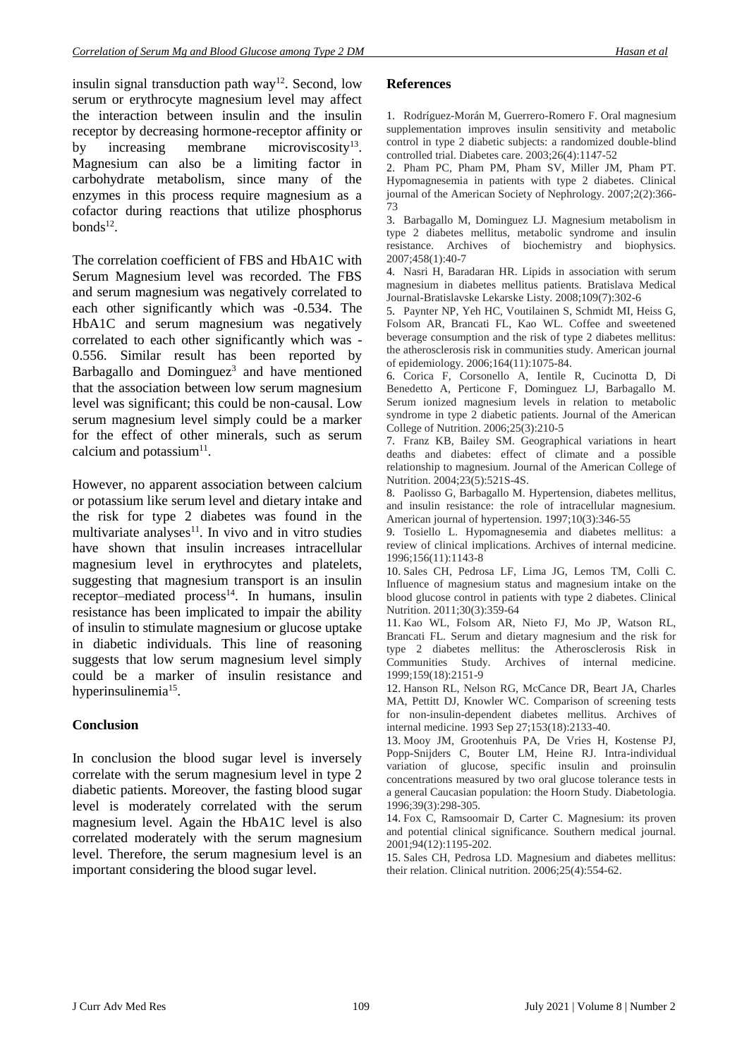insulin signal transduction path way[12]. Second, low serum or erythrocyte magnesium level may affect the interaction between insulin and the insulin receptor by decreasing hormone-receptor affinity or by increasing membrane microviscosity[13]. Magnesium can also be a limiting factor in carbohydrate metabolism, since many of the enzymes in this process require magnesium as a cofactor during reactions that utilize phosphorus bonds[12].

The correlation coefficient of FBS and HbA1C with Serum Magnesium level was recorded. The FBS and serum magnesium was negatively correlated to each other significantly which was -0.534. The HbA1C and serum magnesium was negatively correlated to each other significantly which was -0.556. Similar result has been reported by Barbagallo and Dominguez[3] and have mentioned that the association between low serum magnesium level was significant; this could be non-causal. Low serum magnesium level simply could be a marker for the effect of other minerals, such as serum calcium and potassium[11].

However, no apparent association between calcium or potassium like serum level and dietary intake and the risk for type 2 diabetes was found in the multivariate analyses[11]. In vivo and in vitro studies have shown that insulin increases intracellular magnesium level in erythrocytes and platelets, suggesting that magnesium transport is an insulin receptor–mediated process[14]. In humans, insulin resistance has been implicated to impair the ability of insulin to stimulate magnesium or glucose uptake in diabetic individuals. This line of reasoning suggests that low serum magnesium level simply could be a marker of insulin resistance and hyperinsulinemia[15].

## Conclusion

In conclusion the blood sugar level is inversely correlate with the serum magnesium level in type 2 diabetic patients. Moreover, the fasting blood sugar level is moderately correlated with the serum magnesium level. Again the HbA1C level is also correlated moderately with the serum magnesium level. Therefore, the serum magnesium level is an important considering the blood sugar level.

## References

1. Rodríguez-Morán M, Guerrero-Romero F. Oral magnesium supplementation improves insulin sensitivity and metabolic control in type 2 diabetic subjects: a randomized double-blind controlled trial. Diabetes care. 2003;26(4):1147-52
2. Pham PC, Pham PM, Pham SV, Miller JM, Pham PT. Hypomagnesemia in patients with type 2 diabetes. Clinical journal of the American Society of Nephrology. 2007;2(2):366-73
3. Barbagallo M, Dominguez LJ. Magnesium metabolism in type 2 diabetes mellitus, metabolic syndrome and insulin resistance. Archives of biochemistry and biophysics. 2007;458(1):40-7
4. Nasri H, Baradaran HR. Lipids in association with serum magnesium in diabetes mellitus patients. Bratislava Medical Journal-Bratislavske Lekarske Listy. 2008;109(7):302-6
5. Paynter NP, Yeh HC, Voutilainen S, Schmidt MI, Heiss G, Folsom AR, Brancati FL, Kao WL. Coffee and sweetened beverage consumption and the risk of type 2 diabetes mellitus: the atherosclerosis risk in communities study. American journal of epidemiology. 2006;164(11):1075-84.
6. Corica F, Corsonello A, Ientile R, Cucinotta D, Di Benedetto A, Perticone F, Dominguez LJ, Barbagallo M. Serum ionized magnesium levels in relation to metabolic syndrome in type 2 diabetic patients. Journal of the American College of Nutrition. 2006;25(3):210-5
7. Franz KB, Bailey SM. Geographical variations in heart deaths and diabetes: effect of climate and a possible relationship to magnesium. Journal of the American College of Nutrition. 2004;23(5):521S-4S.
8. Paolisso G, Barbagallo M. Hypertension, diabetes mellitus, and insulin resistance: the role of intracellular magnesium. American journal of hypertension. 1997;10(3):346-55
9. Tosiello L. Hypomagnesemia and diabetes mellitus: a review of clinical implications. Archives of internal medicine. 1996;156(11):1143-8
10. Sales CH, Pedrosa LF, Lima JG, Lemos TM, Colli C. Influence of magnesium status and magnesium intake on the blood glucose control in patients with type 2 diabetes. Clinical Nutrition. 2011;30(3):359-64
11. Kao WL, Folsom AR, Nieto FJ, Mo JP, Watson RL, Brancati FL. Serum and dietary magnesium and the risk for type 2 diabetes mellitus: the Atherosclerosis Risk in Communities Study. Archives of internal medicine. 1999;159(18):2151-9
12. Hanson RL, Nelson RG, McCance DR, Beart JA, Charles MA, Pettitt DJ, Knowler WC. Comparison of screening tests for non-insulin-dependent diabetes mellitus. Archives of internal medicine. 1993 Sep 27;153(18):2133-40.
13. Mooy JM, Grootenhuis PA, De Vries H, Kostense PJ, Popp-Snijders C, Bouter LM, Heine RJ. Intra-individual variation of glucose, specific insulin and proinsulin concentrations measured by two oral glucose tolerance tests in a general Caucasian population: the Hoorn Study. Diabetologia. 1996;39(3):298-305.
14. Fox C, Ramsoomair D, Carter C. Magnesium: its proven and potential clinical significance. Southern medical journal. 2001;94(12):1195-202.
15. Sales CH, Pedrosa LD. Magnesium and diabetes mellitus: their relation. Clinical nutrition. 2006;25(4):554-62.